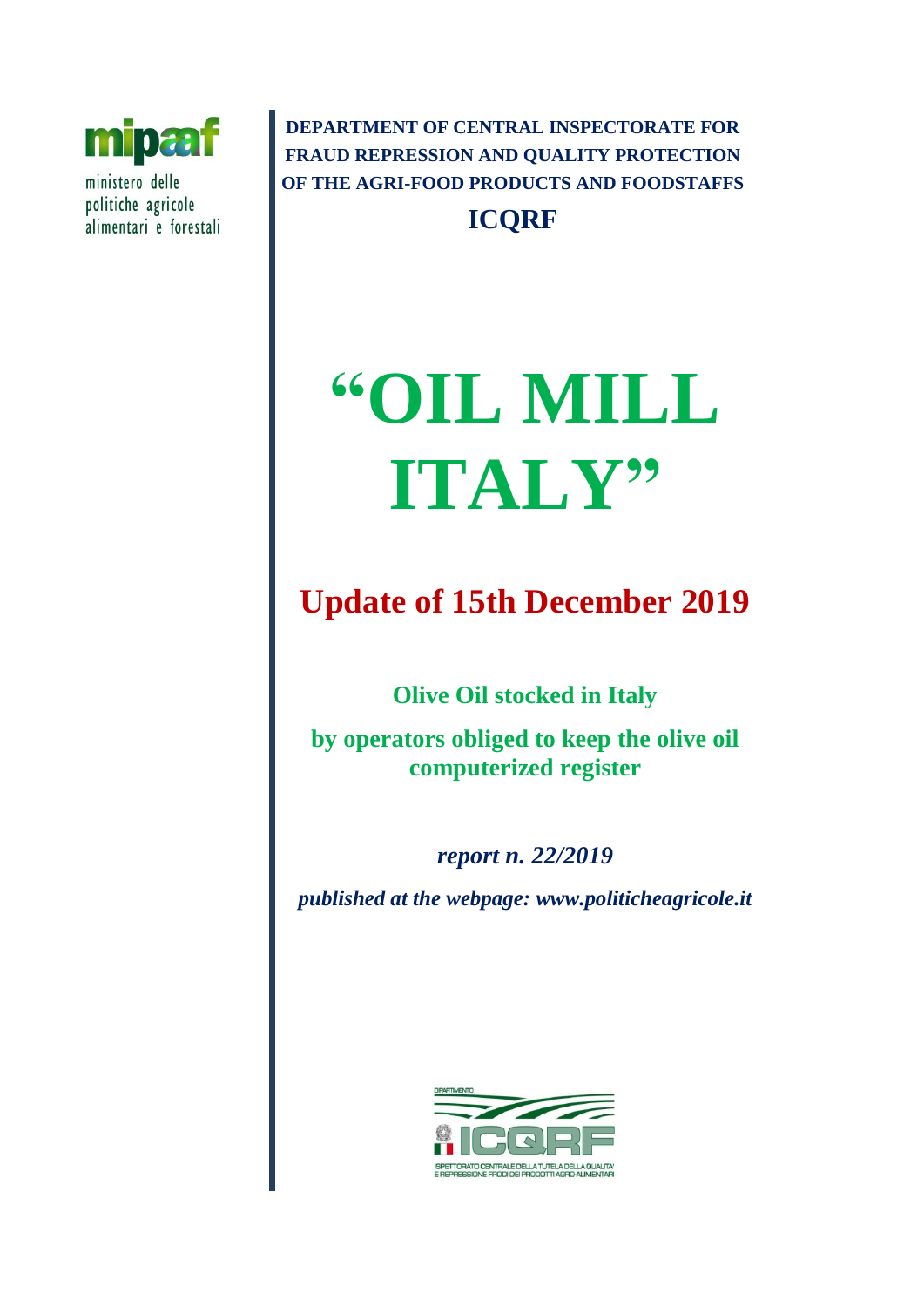mipaaf

ministero delle politiche agricole alimentari e forestali

**DEPARTMENT OF CENTRAL INSPECTORATE FOR FRAUD REPRESSION AND QUALITY PROTECTION OF THE AGRI-FOOD PRODUCTS AND FOODSTAFFS**

**ICQRF**

# “OIL MILL ITALY”

## Update of 15th December 2019

### Olive Oil stocked in Italy

### by operators obliged to keep the olive oil computerized register

***report n. 22/2019***

***published at the webpage: www.politicheagricole.it***

DIPARTIMENTO

ICQRF

ISPETTORATO CENTRALE DELLA TUTELA DELLA QUALITA' E REPRESSIONE FRODI DEI PRODOTTI AGRO-ALIMENTARI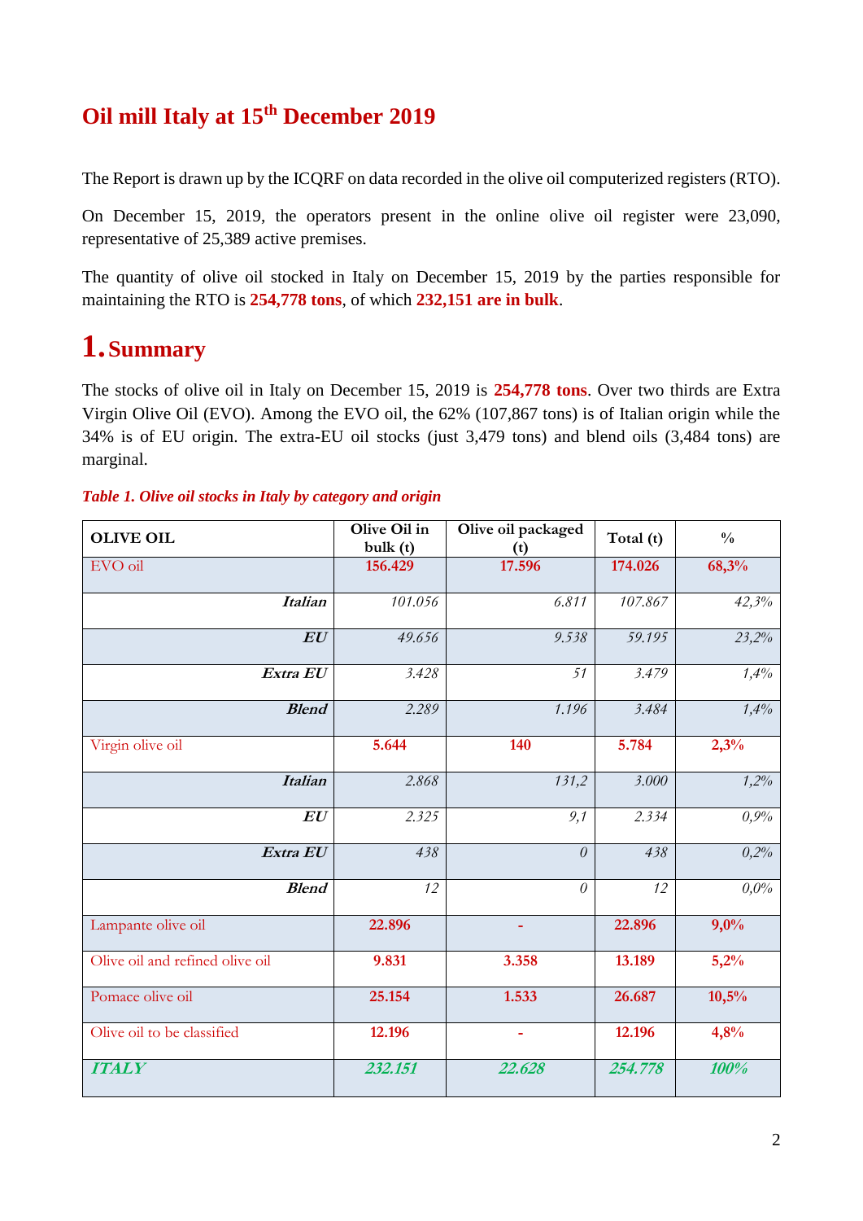# Oil mill Italy at 15th December 2019

The Report is drawn up by the ICQRF on data recorded in the olive oil computerized registers (RTO).

On December 15, 2019, the operators present in the online olive oil register were 23,090, representative of 25,389 active premises.

The quantity of olive oil stocked in Italy on December 15, 2019 by the parties responsible for maintaining the RTO is **254,778 tons**, of which **232,151 are in bulk**.

## 1. Summary

The stocks of olive oil in Italy on December 15, 2019 is **254,778 tons**. Over two thirds are Extra Virgin Olive Oil (EVO). Among the EVO oil, the 62% (107,867 tons) is of Italian origin while the 34% is of EU origin. The extra-EU oil stocks (just 3,479 tons) and blend oils (3,484 tons) are marginal.

***Table 1. Olive oil stocks in Italy by category and origin***

| OLIVE OIL | Olive Oil in bulk (t) | Olive oil packaged (t) | Total (t) | % |
|---|---|---|---|---|
| EVO oil | **156.429** | **17.596** | **174.026** | **68,3%** |
| ***Italian*** | *101.056* | *6.811* | *107.867* | *42,3%* |
| ***EU*** | *49.656* | *9.538* | *59.195* | *23,2%* |
| ***Extra EU*** | *3.428* | *51* | *3.479* | *1,4%* |
| ***Blend*** | *2.289* | *1.196* | *3.484* | *1,4%* |
| Virgin olive oil | **5.644** | **140** | **5.784** | **2,3%** |
| ***Italian*** | *2.868* | *131,2* | *3.000* | *1,2%* |
| ***EU*** | *2.325* | *9,1* | *2.334* | *0,9%* |
| ***Extra EU*** | *438* | *0* | *438* | *0,2%* |
| ***Blend*** | *12* | *0* | *12* | *0,0%* |
| Lampante olive oil | **22.896** | **-** | **22.896** | **9,0%** |
| Olive oil and refined olive oil | **9.831** | **3.358** | **13.189** | **5,2%** |
| Pomace olive oil | **25.154** | **1.533** | **26.687** | **10,5%** |
| Olive oil to be classified | **12.196** | **-** | **12.196** | **4,8%** |
| ***ITALY*** | ***232.151*** | ***22.628*** | ***254.778*** | ***100%*** |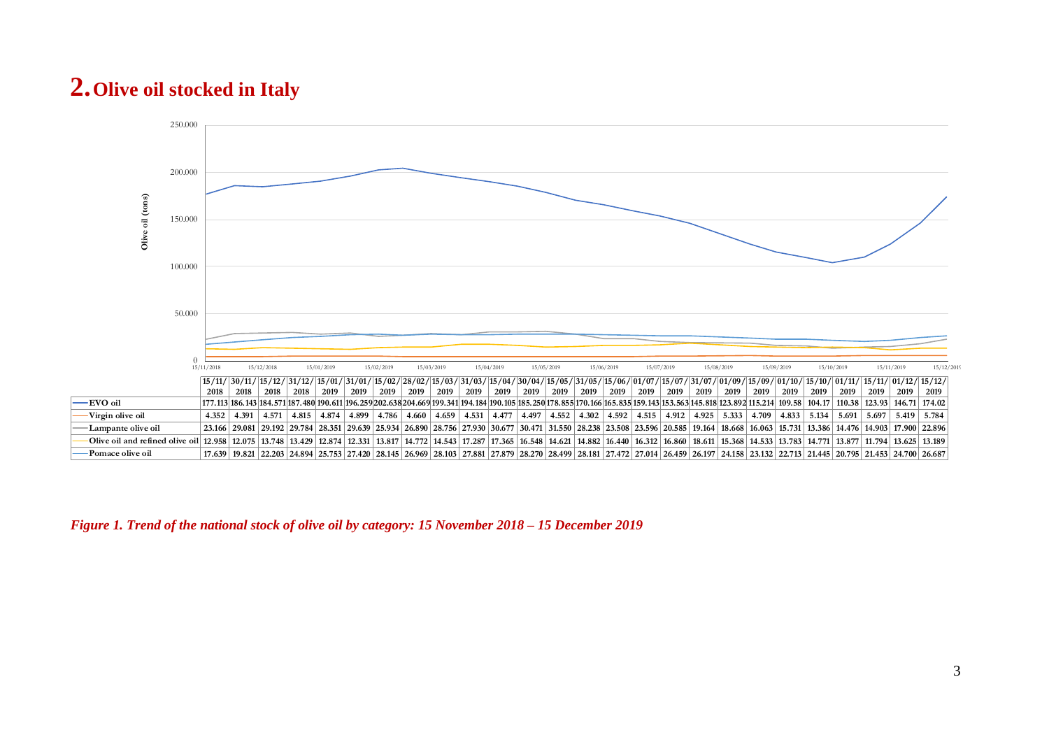# 2. Olive oil stocked in Italy

| | 15/11/2018 | 30/11/2018 | 15/12/2018 | 31/12/2018 | 15/01/2019 | 31/01/2019 | 15/02/2019 | 28/02/2019 | 15/03/2019 | 31/03/2019 | 15/04/2019 | 30/04/2019 | 15/05/2019 | 31/05/2019 | 15/06/2019 | 01/07/2019 | 15/07/2019 | 31/07/2019 | 01/09/2019 | 15/09/2019 | 01/10/2019 | 15/10/2019 | 01/11/2019 | 15/11/2019 | 01/12/2019 | 15/12/2019 |
|---|---|---|---|---|---|---|---|---|---|---|---|---|---|---|---|---|---|---|---|---|---|---|---|---|---|---|
| EVO oil | 177.113 | 186.143 | 184.571 | 187.480 | 190.611 | 196.259 | 202.638 | 204.669 | 199.341 | 194.184 | 190.105 | 185.250 | 178.855 | 170.166 | 165.835 | 159.143 | 153.563 | 145.818 | 123.892 | 115.214 | 109.58 | 104.17 | 110.38 | 123.93 | 146.71 | 174.02 |
| Virgin olive oil | 4.352 | 4.391 | 4.571 | 4.815 | 4.874 | 4.899 | 4.786 | 4.660 | 4.659 | 4.531 | 4.477 | 4.497 | 4.552 | 4.302 | 4.592 | 4.515 | 4.912 | 4.925 | 5.333 | 4.709 | 4.833 | 5.134 | 5.691 | 5.697 | 5.419 | 5.784 |
| Lampante olive oil | 23.166 | 29.081 | 29.192 | 29.784 | 28.351 | 29.639 | 25.934 | 26.890 | 28.756 | 27.930 | 30.677 | 30.471 | 31.550 | 28.238 | 23.508 | 23.596 | 20.585 | 19.164 | 18.668 | 16.063 | 15.731 | 13.386 | 14.476 | 14.903 | 17.900 | 22.896 |
| Olive oil and refined olive oil | 12.958 | 12.075 | 13.748 | 13.429 | 12.874 | 12.331 | 13.817 | 14.772 | 14.543 | 17.287 | 17.365 | 16.548 | 14.621 | 14.882 | 16.440 | 16.312 | 16.860 | 18.611 | 15.368 | 14.533 | 13.783 | 14.771 | 13.877 | 11.794 | 13.625 | 13.189 |
| Pomace olive oil | 17.639 | 19.821 | 22.203 | 24.894 | 25.753 | 27.420 | 28.145 | 26.969 | 28.103 | 27.881 | 27.879 | 28.270 | 28.499 | 28.181 | 27.472 | 27.014 | 26.459 | 26.197 | 24.158 | 23.132 | 22.713 | 21.445 | 20.795 | 21.453 | 24.700 | 26.687 |

*Figure 1. Trend of the national stock of olive oil by category: 15 November 2018 – 15 December 2019*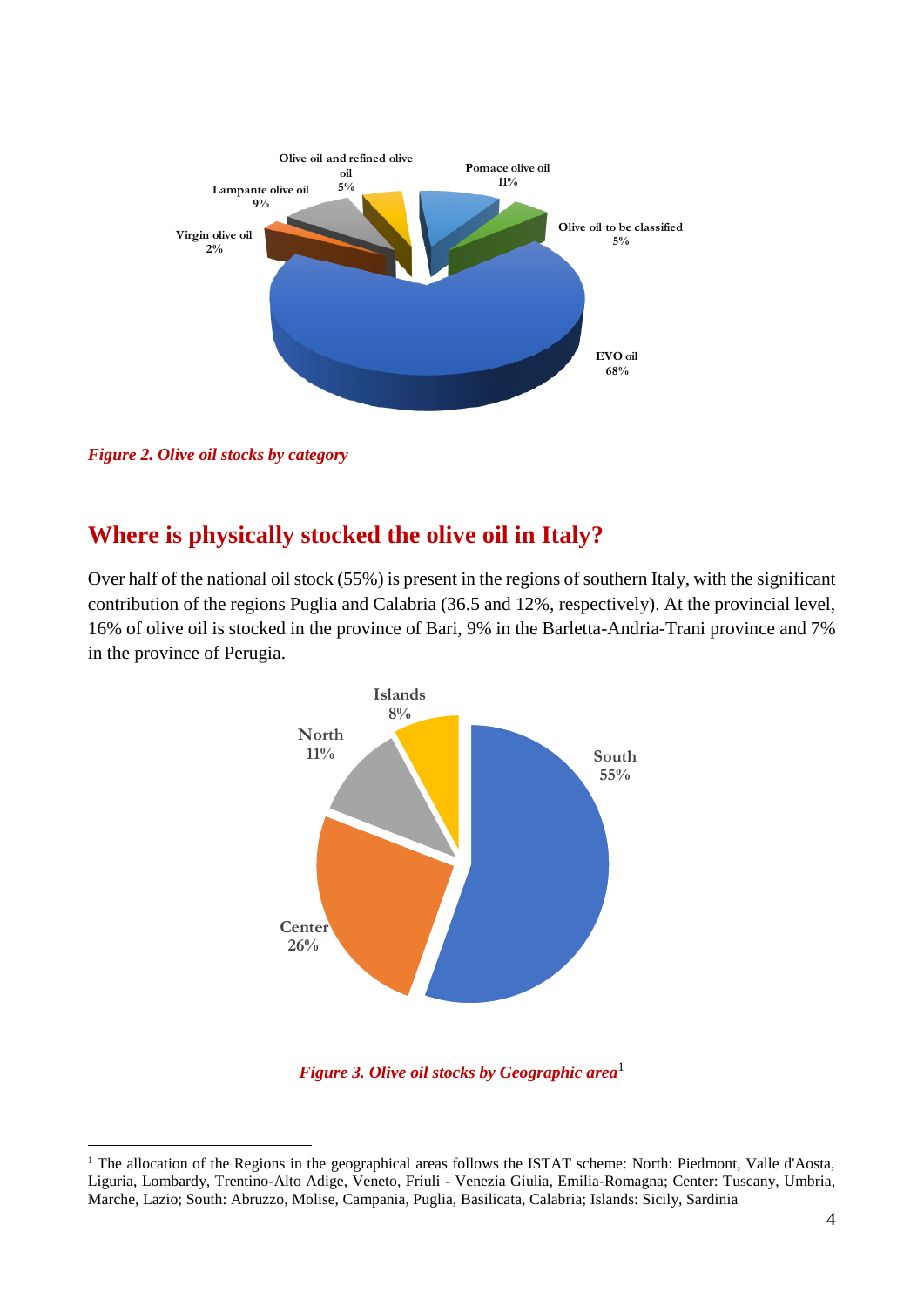*Figure 2. Olive oil stocks by category*

## Where is physically stocked the olive oil in Italy?

Over half of the national oil stock (55%) is present in the regions of southern Italy, with the significant contribution of the regions Puglia and Calabria (36.5 and 12%, respectively). At the provincial level, 16% of olive oil is stocked in the province of Bari, 9% in the Barletta-Andria-Trani province and 7% in the province of Perugia.

*Figure 3. Olive oil stocks by Geographic area*[1]

[1] The allocation of the Regions in the geographical areas follows the ISTAT scheme: North: Piedmont, Valle d'Aosta, Liguria, Lombardy, Trentino-Alto Adige, Veneto, Friuli - Venezia Giulia, Emilia-Romagna; Center: Tuscany, Umbria, Marche, Lazio; South: Abruzzo, Molise, Campania, Puglia, Basilicata, Calabria; Islands: Sicily, Sardinia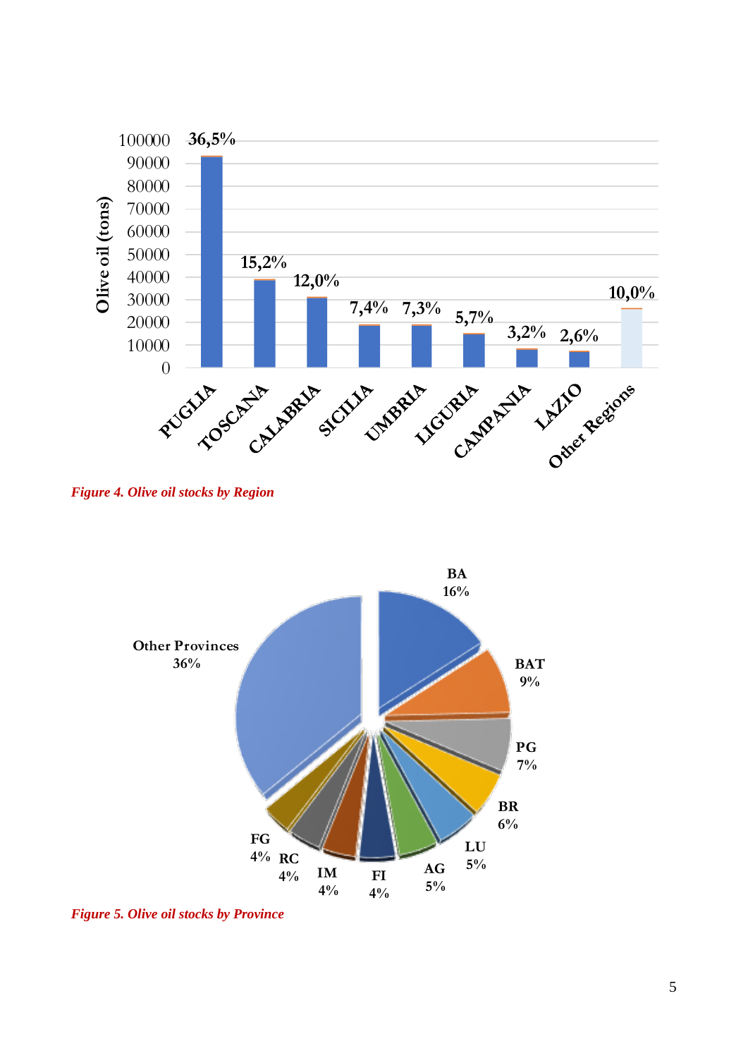*Figure 4. Olive oil stocks by Region*

*Figure 5. Olive oil stocks by Province*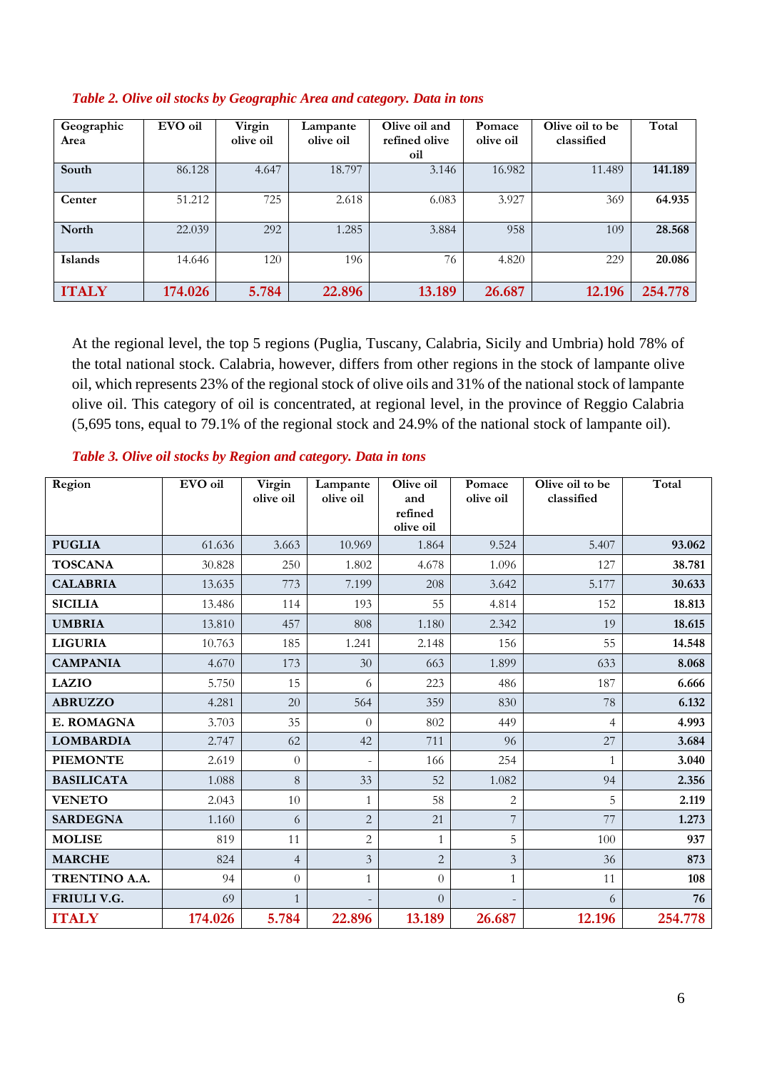*Table 2. Olive oil stocks by Geographic Area and category. Data in tons*

| Geographic Area | EVO oil | Virgin olive oil | Lampante olive oil | Olive oil and refined olive oil | Pomace olive oil | Olive oil to be classified | Total |
|---|---|---|---|---|---|---|---|
| **South** | 86.128 | 4.647 | 18.797 | 3.146 | 16.982 | 11.489 | **141.189** |
| **Center** | 51.212 | 725 | 2.618 | 6.083 | 3.927 | 369 | **64.935** |
| **North** | 22.039 | 292 | 1.285 | 3.884 | 958 | 109 | **28.568** |
| **Islands** | 14.646 | 120 | 196 | 76 | 4.820 | 229 | **20.086** |
| **ITALY** | **174.026** | **5.784** | **22.896** | **13.189** | **26.687** | **12.196** | **254.778** |

At the regional level, the top 5 regions (Puglia, Tuscany, Calabria, Sicily and Umbria) hold 78% of the total national stock. Calabria, however, differs from other regions in the stock of lampante olive oil, which represents 23% of the regional stock of olive oils and 31% of the national stock of lampante olive oil. This category of oil is concentrated, at regional level, in the province of Reggio Calabria (5,695 tons, equal to 79.1% of the regional stock and 24.9% of the national stock of lampante oil).

*Table 3. Olive oil stocks by Region and category. Data in tons*

| Region | EVO oil | Virgin olive oil | Lampante olive oil | Olive oil and refined olive oil | Pomace olive oil | Olive oil to be classified | Total |
|---|---|---|---|---|---|---|---|
| **PUGLIA** | 61.636 | 3.663 | 10.969 | 1.864 | 9.524 | 5.407 | **93.062** |
| **TOSCANA** | 30.828 | 250 | 1.802 | 4.678 | 1.096 | 127 | **38.781** |
| **CALABRIA** | 13.635 | 773 | 7.199 | 208 | 3.642 | 5.177 | **30.633** |
| **SICILIA** | 13.486 | 114 | 193 | 55 | 4.814 | 152 | **18.813** |
| **UMBRIA** | 13.810 | 457 | 808 | 1.180 | 2.342 | 19 | **18.615** |
| **LIGURIA** | 10.763 | 185 | 1.241 | 2.148 | 156 | 55 | **14.548** |
| **CAMPANIA** | 4.670 | 173 | 30 | 663 | 1.899 | 633 | **8.068** |
| **LAZIO** | 5.750 | 15 | 6 | 223 | 486 | 187 | **6.666** |
| **ABRUZZO** | 4.281 | 20 | 564 | 359 | 830 | 78 | **6.132** |
| **E. ROMAGNA** | 3.703 | 35 | 0 | 802 | 449 | 4 | **4.993** |
| **LOMBARDIA** | 2.747 | 62 | 42 | 711 | 96 | 27 | **3.684** |
| **PIEMONTE** | 2.619 | 0 | - | 166 | 254 | 1 | **3.040** |
| **BASILICATA** | 1.088 | 8 | 33 | 52 | 1.082 | 94 | **2.356** |
| **VENETO** | 2.043 | 10 | 1 | 58 | 2 | 5 | **2.119** |
| **SARDEGNA** | 1.160 | 6 | 2 | 21 | 7 | 77 | **1.273** |
| **MOLISE** | 819 | 11 | 2 | 1 | 5 | 100 | **937** |
| **MARCHE** | 824 | 4 | 3 | 2 | 3 | 36 | **873** |
| **TRENTINO A.A.** | 94 | 0 | 1 | 0 | 1 | 11 | **108** |
| **FRIULI V.G.** | 69 | 1 | - | 0 | - | 6 | **76** |
| **ITALY** | **174.026** | **5.784** | **22.896** | **13.189** | **26.687** | **12.196** | **254.778** |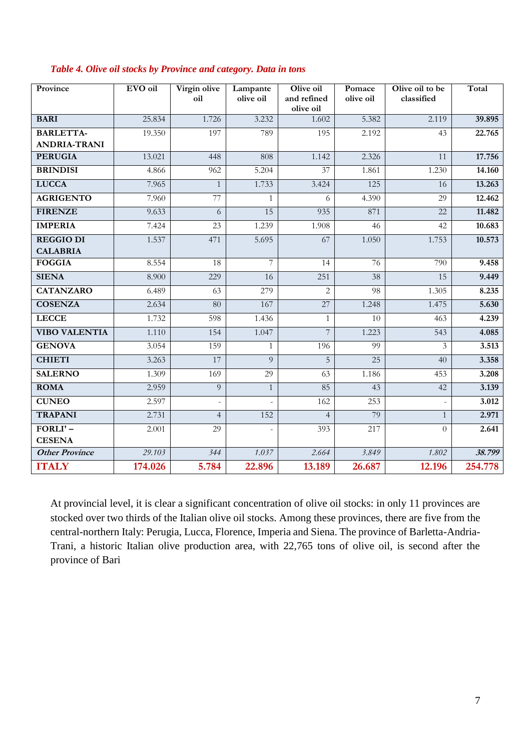*Table 4. Olive oil stocks by Province and category. Data in tons*

| Province | EVO oil | Virgin olive oil | Lampante olive oil | Olive oil and refined olive oil | Pomace olive oil | Olive oil to be classified | Total |
|---|---|---|---|---|---|---|---|
| **BARI** | 25.834 | 1.726 | 3.232 | 1.602 | 5.382 | 2.119 | **39.895** |
| **BARLETTA-ANDRIA-TRANI** | 19.350 | 197 | 789 | 195 | 2.192 | 43 | **22.765** |
| **PERUGIA** | 13.021 | 448 | 808 | 1.142 | 2.326 | 11 | **17.756** |
| **BRINDISI** | 4.866 | 962 | 5.204 | 37 | 1.861 | 1.230 | **14.160** |
| **LUCCA** | 7.965 | 1 | 1.733 | 3.424 | 125 | 16 | **13.263** |
| **AGRIGENTO** | 7.960 | 77 | 1 | 6 | 4.390 | 29 | **12.462** |
| **FIRENZE** | 9.633 | 6 | 15 | 935 | 871 | 22 | **11.482** |
| **IMPERIA** | 7.424 | 23 | 1.239 | 1.908 | 46 | 42 | **10.683** |
| **REGGIO DI CALABRIA** | 1.537 | 471 | 5.695 | 67 | 1.050 | 1.753 | **10.573** |
| **FOGGIA** | 8.554 | 18 | 7 | 14 | 76 | 790 | **9.458** |
| **SIENA** | 8.900 | 229 | 16 | 251 | 38 | 15 | **9.449** |
| **CATANZARO** | 6.489 | 63 | 279 | 2 | 98 | 1.305 | **8.235** |
| **COSENZA** | 2.634 | 80 | 167 | 27 | 1.248 | 1.475 | **5.630** |
| **LECCE** | 1.732 | 598 | 1.436 | 1 | 10 | 463 | **4.239** |
| **VIBO VALENTIA** | 1.110 | 154 | 1.047 | 7 | 1.223 | 543 | **4.085** |
| **GENOVA** | 3.054 | 159 | 1 | 196 | 99 | 3 | **3.513** |
| **CHIETI** | 3.263 | 17 | 9 | 5 | 25 | 40 | **3.358** |
| **SALERNO** | 1.309 | 169 | 29 | 63 | 1.186 | 453 | **3.208** |
| **ROMA** | 2.959 | 9 | 1 | 85 | 43 | 42 | **3.139** |
| **CUNEO** | 2.597 | - | - | 162 | 253 | - | **3.012** |
| **TRAPANI** | 2.731 | 4 | 152 | 4 | 79 | 1 | **2.971** |
| **FORLI' – CESENA** | 2.001 | 29 | - | 393 | 217 | 0 | **2.641** |
| ***Other Province*** | *29.103* | *344* | *1.037* | *2.664* | *3.849* | *1.802* | ***38.799*** |
| **ITALY** | **174.026** | **5.784** | **22.896** | **13.189** | **26.687** | **12.196** | **254.778** |

At provincial level, it is clear a significant concentration of olive oil stocks: in only 11 provinces are stocked over two thirds of the Italian olive oil stocks. Among these provinces, there are five from the central-northern Italy: Perugia, Lucca, Florence, Imperia and Siena. The province of Barletta-Andria-Trani, a historic Italian olive production area, with 22,765 tons of olive oil, is second after the province of Bari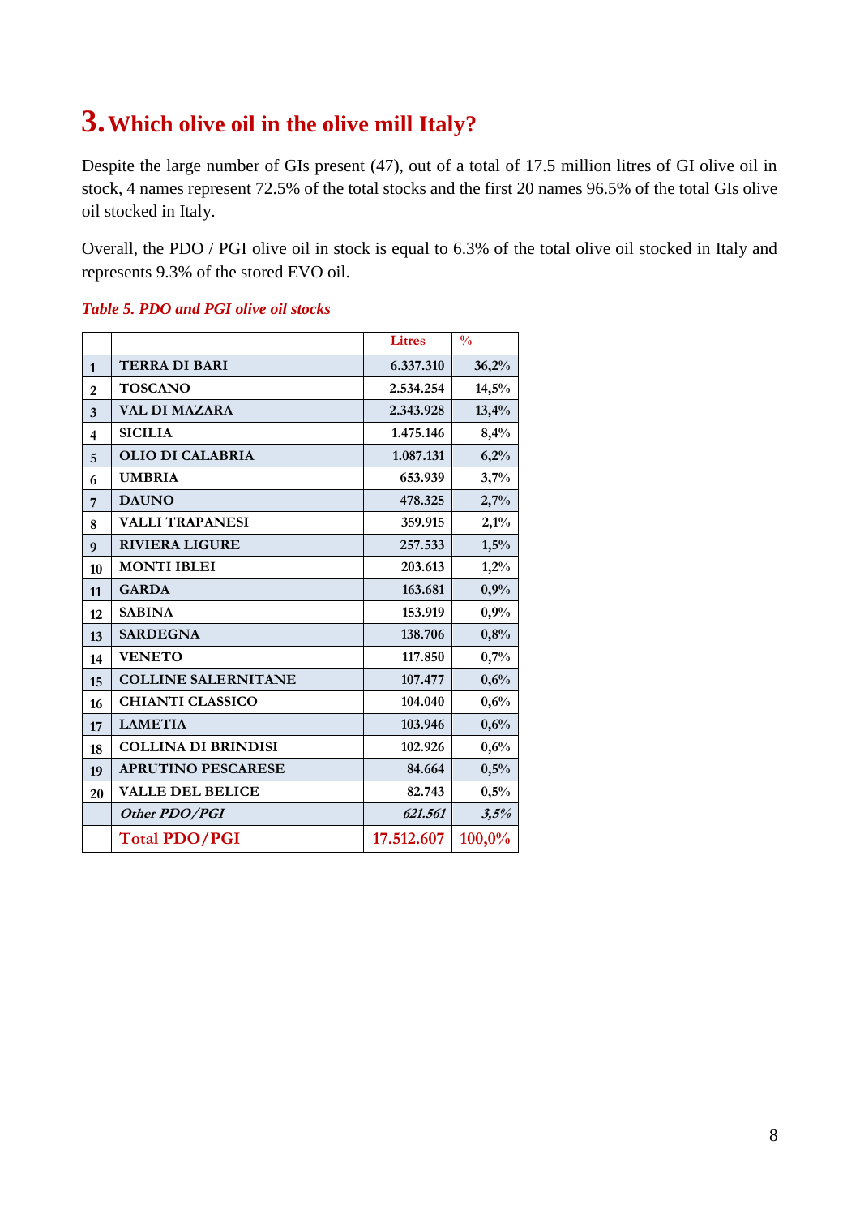# 3. Which olive oil in the olive mill Italy?

Despite the large number of GIs present (47), out of a total of 17.5 million litres of GI olive oil in stock, 4 names represent 72.5% of the total stocks and the first 20 names 96.5% of the total GIs olive oil stocked in Italy.

Overall, the PDO / PGI olive oil in stock is equal to 6.3% of the total olive oil stocked in Italy and represents 9.3% of the stored EVO oil.

*Table 5. PDO and PGI olive oil stocks*

| | | Litres | % |
|---|---|---|---|
| 1 | **TERRA DI BARI** | 6.337.310 | 36,2% |
| 2 | **TOSCANO** | 2.534.254 | 14,5% |
| 3 | **VAL DI MAZARA** | 2.343.928 | 13,4% |
| 4 | **SICILIA** | 1.475.146 | 8,4% |
| 5 | **OLIO DI CALABRIA** | 1.087.131 | 6,2% |
| 6 | **UMBRIA** | 653.939 | 3,7% |
| 7 | **DAUNO** | 478.325 | 2,7% |
| 8 | **VALLI TRAPANESI** | 359.915 | 2,1% |
| 9 | **RIVIERA LIGURE** | 257.533 | 1,5% |
| 10 | **MONTI IBLEI** | 203.613 | 1,2% |
| 11 | **GARDA** | 163.681 | 0,9% |
| 12 | **SABINA** | 153.919 | 0,9% |
| 13 | **SARDEGNA** | 138.706 | 0,8% |
| 14 | **VENETO** | 117.850 | 0,7% |
| 15 | **COLLINE SALERNITANE** | 107.477 | 0,6% |
| 16 | **CHIANTI CLASSICO** | 104.040 | 0,6% |
| 17 | **LAMETIA** | 103.946 | 0,6% |
| 18 | **COLLINA DI BRINDISI** | 102.926 | 0,6% |
| 19 | **APRUTINO PESCARESE** | 84.664 | 0,5% |
| 20 | **VALLE DEL BELICE** | 82.743 | 0,5% |
| | ***Other PDO/PGI*** | *621.561* | *3,5%* |
| | **Total PDO/PGI** | **17.512.607** | **100,0%** |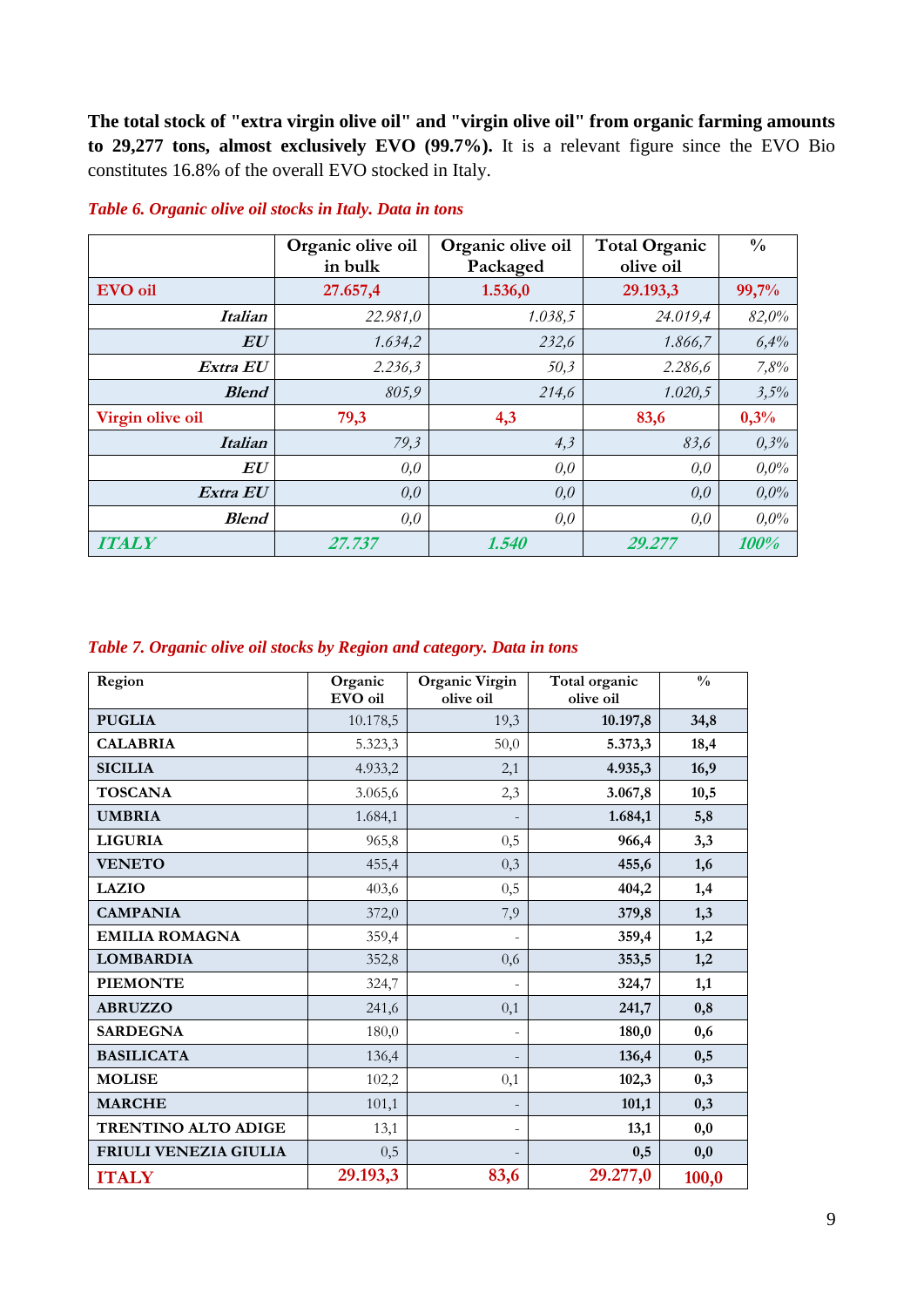**The total stock of "extra virgin olive oil" and "virgin olive oil" from organic farming amounts to 29,277 tons, almost exclusively EVO (99.7%).** It is a relevant figure since the EVO Bio constitutes 16.8% of the overall EVO stocked in Italy.

*Table 6. Organic olive oil stocks in Italy. Data in tons*

| | Organic olive oil in bulk | Organic olive oil Packaged | Total Organic olive oil | % |
|---|---|---|---|---|
| **EVO oil** | **27.657,4** | **1.536,0** | **29.193,3** | **99,7%** |
| ***Italian*** | *22.981,0* | *1.038,5* | *24.019,4* | *82,0%* |
| ***EU*** | *1.634,2* | *232,6* | *1.866,7* | *6,4%* |
| ***Extra EU*** | *2.236,3* | *50,3* | *2.286,6* | *7,8%* |
| ***Blend*** | *805,9* | *214,6* | *1.020,5* | *3,5%* |
| **Virgin olive oil** | **79,3** | **4,3** | **83,6** | **0,3%** |
| ***Italian*** | *79,3* | *4,3* | *83,6* | *0,3%* |
| ***EU*** | *0,0* | *0,0* | *0,0* | *0,0%* |
| ***Extra EU*** | *0,0* | *0,0* | *0,0* | *0,0%* |
| ***Blend*** | *0,0* | *0,0* | *0,0* | *0,0%* |
| ***ITALY*** | ***27.737*** | ***1.540*** | ***29.277*** | ***100%*** |

*Table 7. Organic olive oil stocks by Region and category. Data in tons*

| Region | Organic EVO oil | Organic Virgin olive oil | Total organic olive oil | % |
|---|---|---|---|---|
| **PUGLIA** | 10.178,5 | 19,3 | **10.197,8** | **34,8** |
| **CALABRIA** | 5.323,3 | 50,0 | **5.373,3** | **18,4** |
| **SICILIA** | 4.933,2 | 2,1 | **4.935,3** | **16,9** |
| **TOSCANA** | 3.065,6 | 2,3 | **3.067,8** | **10,5** |
| **UMBRIA** | 1.684,1 | - | **1.684,1** | **5,8** |
| **LIGURIA** | 965,8 | 0,5 | **966,4** | **3,3** |
| **VENETO** | 455,4 | 0,3 | **455,6** | **1,6** |
| **LAZIO** | 403,6 | 0,5 | **404,2** | **1,4** |
| **CAMPANIA** | 372,0 | 7,9 | **379,8** | **1,3** |
| **EMILIA ROMAGNA** | 359,4 | - | **359,4** | **1,2** |
| **LOMBARDIA** | 352,8 | 0,6 | **353,5** | **1,2** |
| **PIEMONTE** | 324,7 | - | **324,7** | **1,1** |
| **ABRUZZO** | 241,6 | 0,1 | **241,7** | **0,8** |
| **SARDEGNA** | 180,0 | - | **180,0** | **0,6** |
| **BASILICATA** | 136,4 | - | **136,4** | **0,5** |
| **MOLISE** | 102,2 | 0,1 | **102,3** | **0,3** |
| **MARCHE** | 101,1 | - | **101,1** | **0,3** |
| **TRENTINO ALTO ADIGE** | 13,1 | - | **13,1** | **0,0** |
| **FRIULI VENEZIA GIULIA** | 0,5 | - | **0,5** | **0,0** |
| **ITALY** | **29.193,3** | **83,6** | **29.277,0** | **100,0** |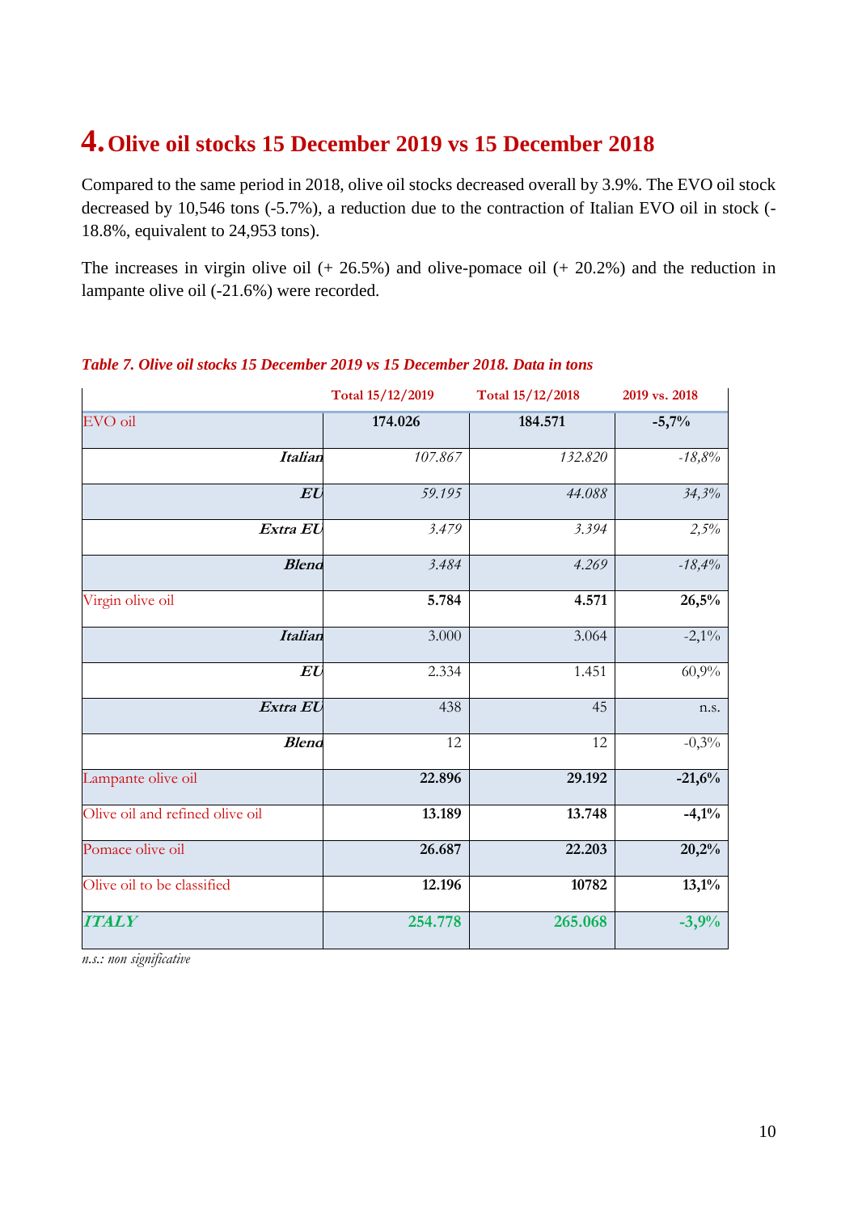# 4. Olive oil stocks 15 December 2019 vs 15 December 2018

Compared to the same period in 2018, olive oil stocks decreased overall by 3.9%. The EVO oil stock decreased by 10,546 tons (-5.7%), a reduction due to the contraction of Italian EVO oil in stock (-18.8%, equivalent to 24,953 tons).

The increases in virgin olive oil (+ 26.5%) and olive-pomace oil (+ 20.2%) and the reduction in lampante olive oil (-21.6%) were recorded.

*Table 7. Olive oil stocks 15 December 2019 vs 15 December 2018. Data in tons*

| | Total 15/12/2019 | Total 15/12/2018 | 2019 vs. 2018 |
|---|---|---|---|
| EVO oil | **174.026** | **184.571** | **-5,7%** |
| ***Italian*** | *107.867* | *132.820* | *-18,8%* |
| ***EU*** | *59.195* | *44.088* | *34,3%* |
| ***Extra EU*** | *3.479* | *3.394* | *2,5%* |
| ***Blend*** | *3.484* | *4.269* | *-18,4%* |
| Virgin olive oil | **5.784** | **4.571** | **26,5%** |
| ***Italian*** | 3.000 | 3.064 | -2,1% |
| ***EU*** | 2.334 | 1.451 | 60,9% |
| ***Extra EU*** | 438 | 45 | n.s. |
| ***Blend*** | 12 | 12 | -0,3% |
| Lampante olive oil | **22.896** | **29.192** | **-21,6%** |
| Olive oil and refined olive oil | **13.189** | **13.748** | **-4,1%** |
| Pomace olive oil | **26.687** | **22.203** | **20,2%** |
| Olive oil to be classified | **12.196** | **10782** | **13,1%** |
| ***ITALY*** | **254.778** | **265.068** | **-3,9%** |

*n.s.: non significative*